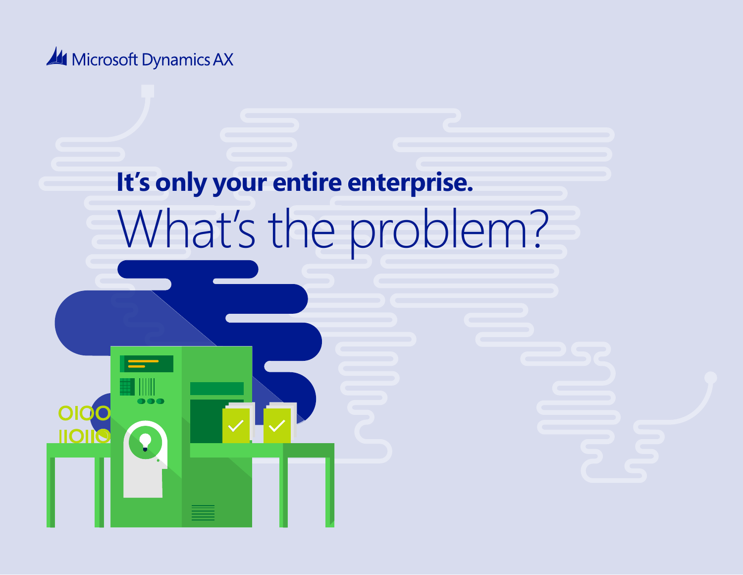Microsoft Dynamics AX

# It's only your entire enterprise.

# What's the problem?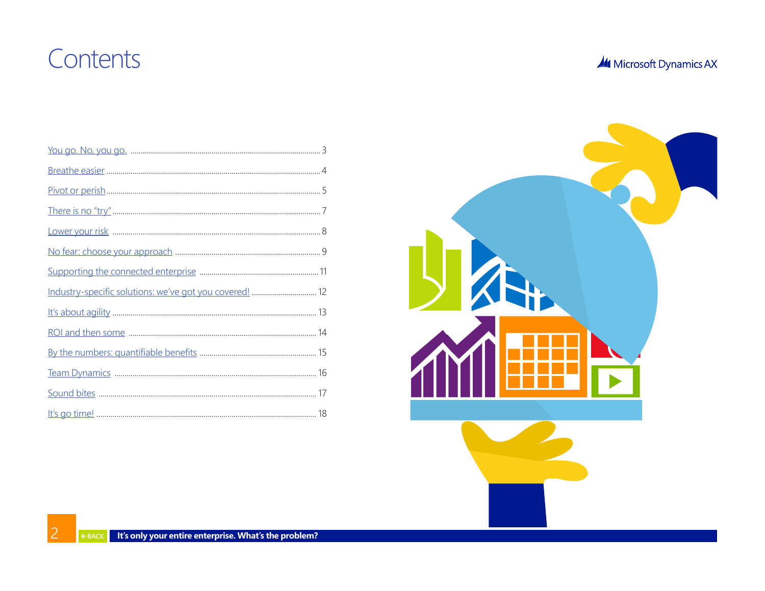# Contents

| | |
|---|---|
| You go. No, you go. | 3 |
| Breathe easier | 4 |
| Pivot or perish | 5 |
| There is no "try" | 7 |
| Lower your risk | 8 |
| No fear: choose your approach | 9 |
| Supporting the connected enterprise | 11 |
| Industry-specific solutions: we've got you covered! | 12 |
| It's about agility | 13 |
| ROI and then some | 14 |
| By the numbers: quantifiable benefits | 15 |
| Team Dynamics | 16 |
| Sound bites | 17 |
| It's go time! | 18 |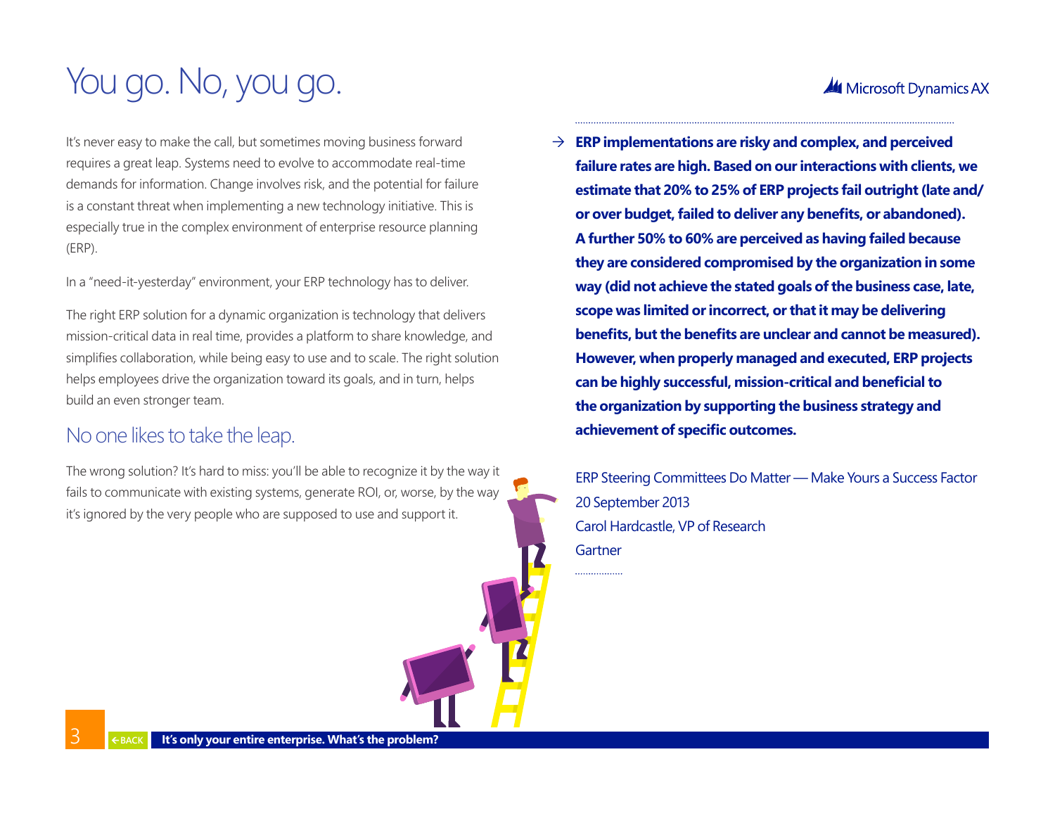# You go. No, you go.

It's never easy to make the call, but sometimes moving business forward requires a great leap. Systems need to evolve to accommodate real-time demands for information. Change involves risk, and the potential for failure is a constant threat when implementing a new technology initiative. This is especially true in the complex environment of enterprise resource planning (ERP).

In a "need-it-yesterday" environment, your ERP technology has to deliver.

The right ERP solution for a dynamic organization is technology that delivers mission-critical data in real time, provides a platform to share knowledge, and simplifies collaboration, while being easy to use and to scale. The right solution helps employees drive the organization toward its goals, and in turn, helps build an even stronger team.

## No one likes to take the leap.

The wrong solution? It's hard to miss: you'll be able to recognize it by the way it fails to communicate with existing systems, generate ROI, or, worse, by the way it's ignored by the very people who are supposed to use and support it.

→ **ERP implementations are risky and complex, and perceived failure rates are high. Based on our interactions with clients, we estimate that 20% to 25% of ERP projects fail outright (late and/or over budget, failed to deliver any benefits, or abandoned). A further 50% to 60% are perceived as having failed because they are considered compromised by the organization in some way (did not achieve the stated goals of the business case, late, scope was limited or incorrect, or that it may be delivering benefits, but the benefits are unclear and cannot be measured). However, when properly managed and executed, ERP projects can be highly successful, mission-critical and beneficial to the organization by supporting the business strategy and achievement of specific outcomes.**

ERP Steering Committees Do Matter — Make Yours a Success Factor
20 September 2013
Carol Hardcastle, VP of Research
Gartner

←BACK **It's only your entire enterprise. What's the problem?**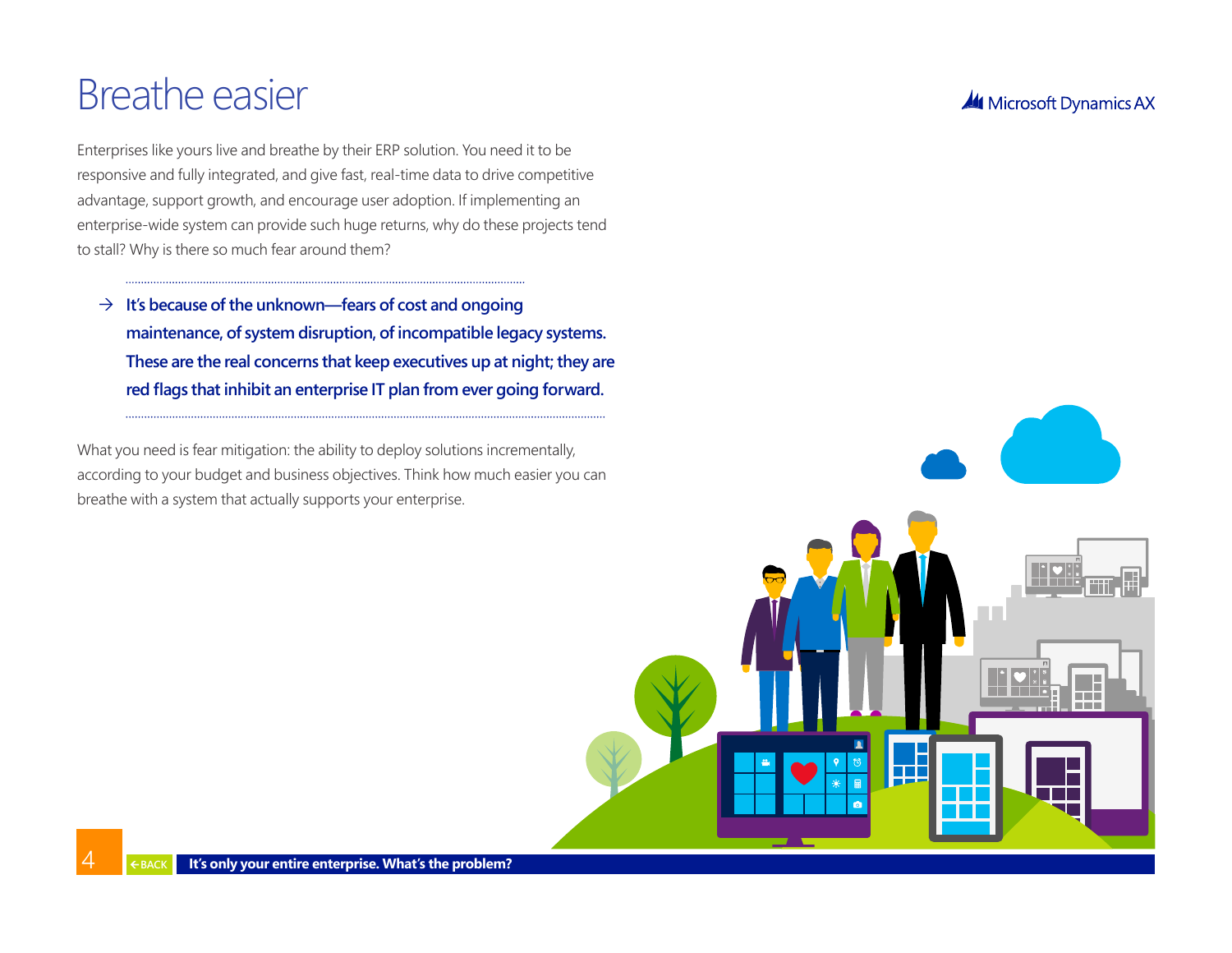# Breathe easier

Enterprises like yours live and breathe by their ERP solution. You need it to be responsive and fully integrated, and give fast, real-time data to drive competitive advantage, support growth, and encourage user adoption. If implementing an enterprise-wide system can provide such huge returns, why do these projects tend to stall? Why is there so much fear around them?

→ **It's because of the unknown—fears of cost and ongoing maintenance, of system disruption, of incompatible legacy systems. These are the real concerns that keep executives up at night; they are red flags that inhibit an enterprise IT plan from ever going forward.**

What you need is fear mitigation: the ability to deploy solutions incrementally, according to your budget and business objectives. Think how much easier you can breathe with a system that actually supports your enterprise.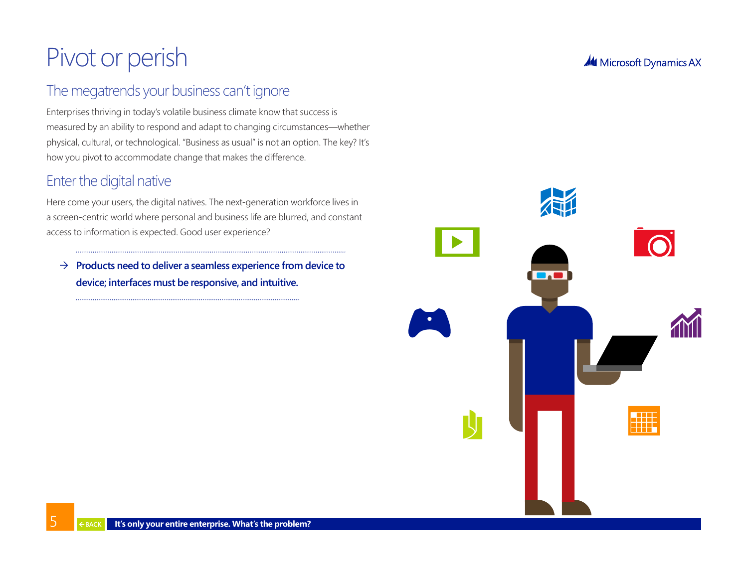# Pivot or perish

## The megatrends your business can't ignore

Enterprises thriving in today's volatile business climate know that success is measured by an ability to respond and adapt to changing circumstances—whether physical, cultural, or technological. "Business as usual" is not an option. The key? It's how you pivot to accommodate change that makes the difference.

## Enter the digital native

Here come your users, the digital natives. The next-generation workforce lives in a screen-centric world where personal and business life are blurred, and constant access to information is expected. Good user experience?

→ **Products need to deliver a seamless experience from device to device; interfaces must be responsive, and intuitive.**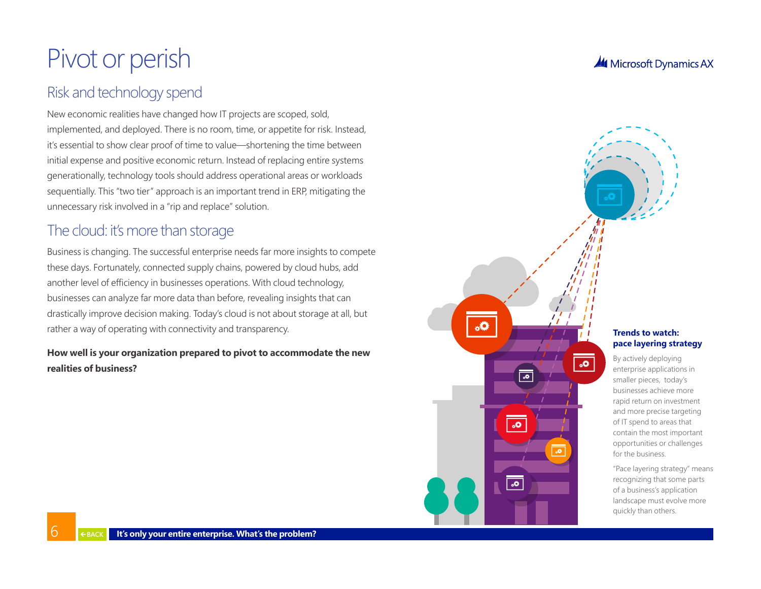# Pivot or perish

## Risk and technology spend

New economic realities have changed how IT projects are scoped, sold, implemented, and deployed. There is no room, time, or appetite for risk. Instead, it's essential to show clear proof of time to value—shortening the time between initial expense and positive economic return. Instead of replacing entire systems generationally, technology tools should address operational areas or workloads sequentially. This "two tier" approach is an important trend in ERP, mitigating the unnecessary risk involved in a "rip and replace" solution.

## The cloud: it's more than storage

Business is changing. The successful enterprise needs far more insights to compete these days. Fortunately, connected supply chains, powered by cloud hubs, add another level of efficiency in businesses operations. With cloud technology, businesses can analyze far more data than before, revealing insights that can drastically improve decision making. Today's cloud is not about storage at all, but rather a way of operating with connectivity and transparency.

**How well is your organization prepared to pivot to accommodate the new realities of business?**

**Trends to watch: pace layering strategy**

By actively deploying enterprise applications in smaller pieces, today's businesses achieve more rapid return on investment and more precise targeting of IT spend to areas that contain the most important opportunities or challenges for the business.

"Pace layering strategy" means recognizing that some parts of a business's application landscape must evolve more quickly than others.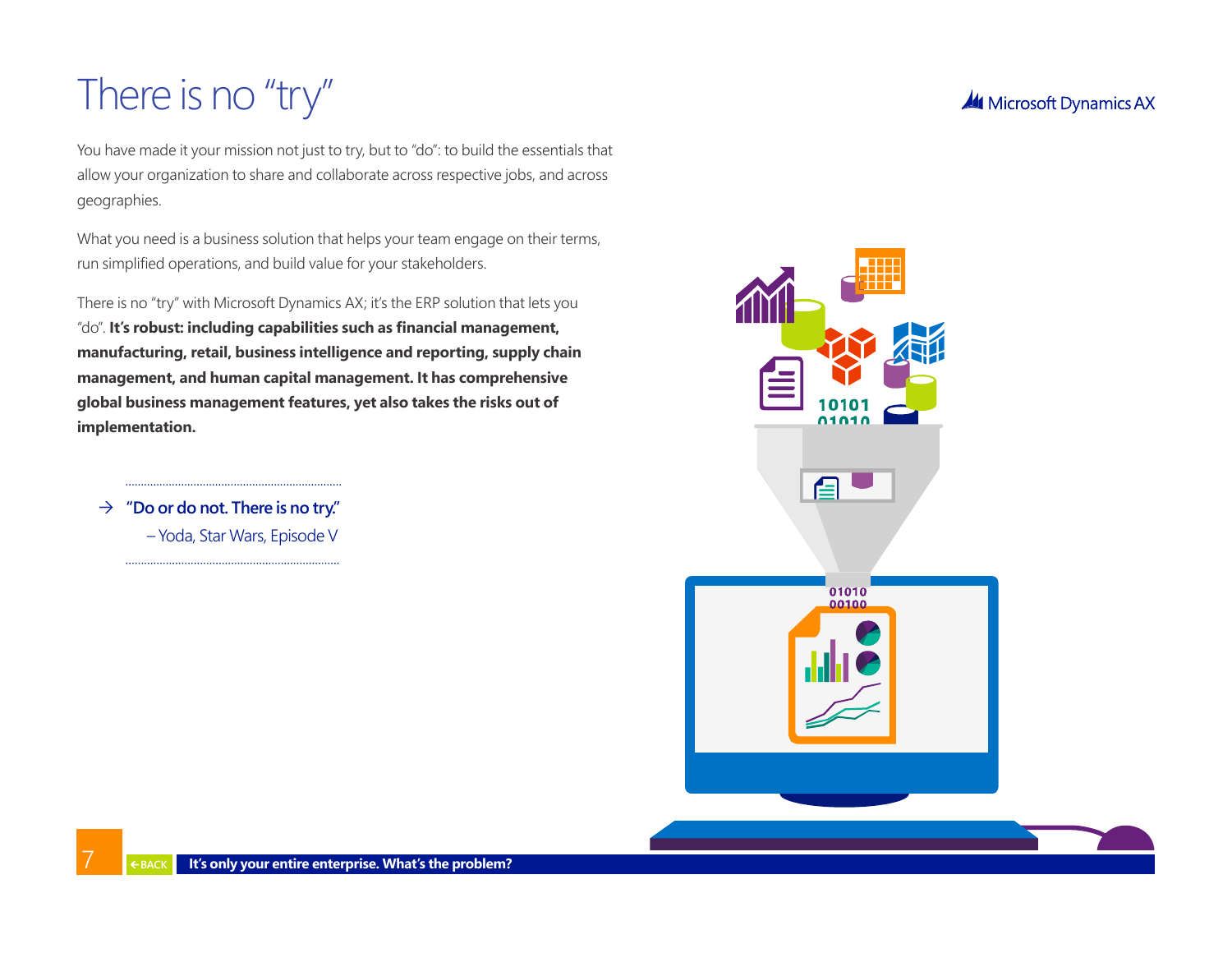# There is no "try"

You have made it your mission not just to try, but to "do": to build the essentials that allow your organization to share and collaborate across respective jobs, and across geographies.

What you need is a business solution that helps your team engage on their terms, run simplified operations, and build value for your stakeholders.

There is no "try" with Microsoft Dynamics AX; it's the ERP solution that lets you "do". **It's robust: including capabilities such as financial management, manufacturing, retail, business intelligence and reporting, supply chain management, and human capital management. It has comprehensive global business management features, yet also takes the risks out of implementation.**

→ **"Do or do not. There is no try."**
– Yoda, Star Wars, Episode V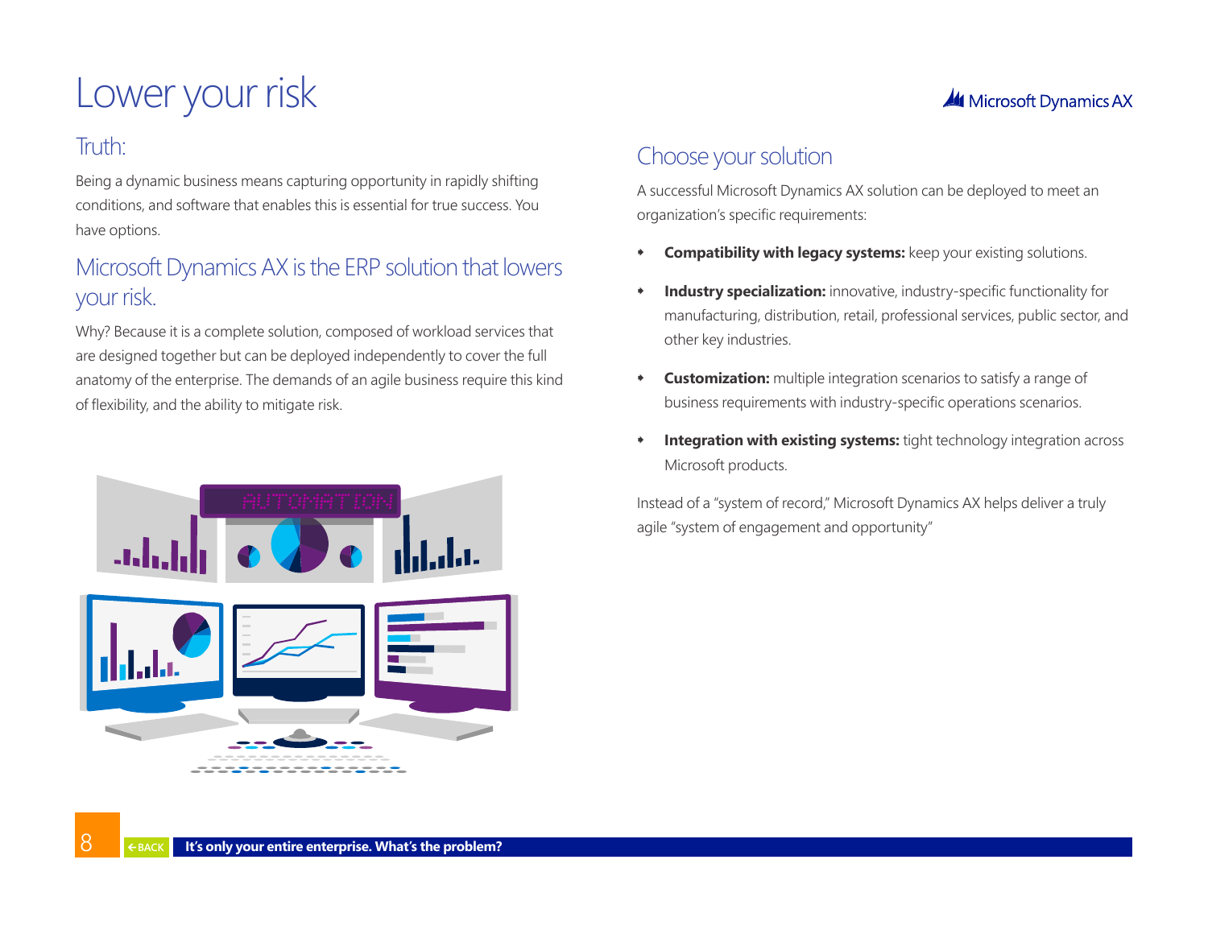# Lower your risk

## Truth:

Being a dynamic business means capturing opportunity in rapidly shifting conditions, and software that enables this is essential for true success. You have options.

## Microsoft Dynamics AX is the ERP solution that lowers your risk.

Why? Because it is a complete solution, composed of workload services that are designed together but can be deployed independently to cover the full anatomy of the enterprise. The demands of an agile business require this kind of flexibility, and the ability to mitigate risk.

## Choose your solution

A successful Microsoft Dynamics AX solution can be deployed to meet an organization's specific requirements:

- **Compatibility with legacy systems:** keep your existing solutions.
- **Industry specialization:** innovative, industry-specific functionality for manufacturing, distribution, retail, professional services, public sector, and other key industries.
- **Customization:** multiple integration scenarios to satisfy a range of business requirements with industry-specific operations scenarios.
- **Integration with existing systems:** tight technology integration across Microsoft products.

Instead of a "system of record," Microsoft Dynamics AX helps deliver a truly agile "system of engagement and opportunity"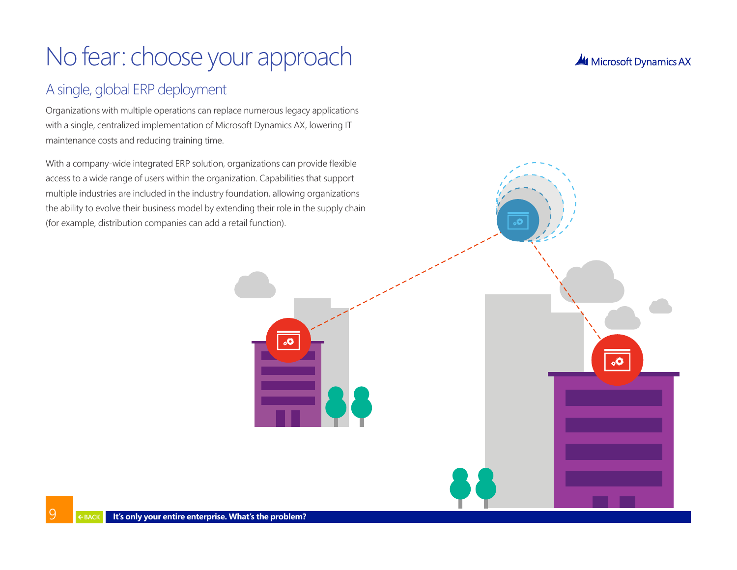# No fear: choose your approach

## A single, global ERP deployment

Organizations with multiple operations can replace numerous legacy applications with a single, centralized implementation of Microsoft Dynamics AX, lowering IT maintenance costs and reducing training time.

With a company-wide integrated ERP solution, organizations can provide flexible access to a wide range of users within the organization. Capabilities that support multiple industries are included in the industry foundation, allowing organizations the ability to evolve their business model by extending their role in the supply chain (for example, distribution companies can add a retail function).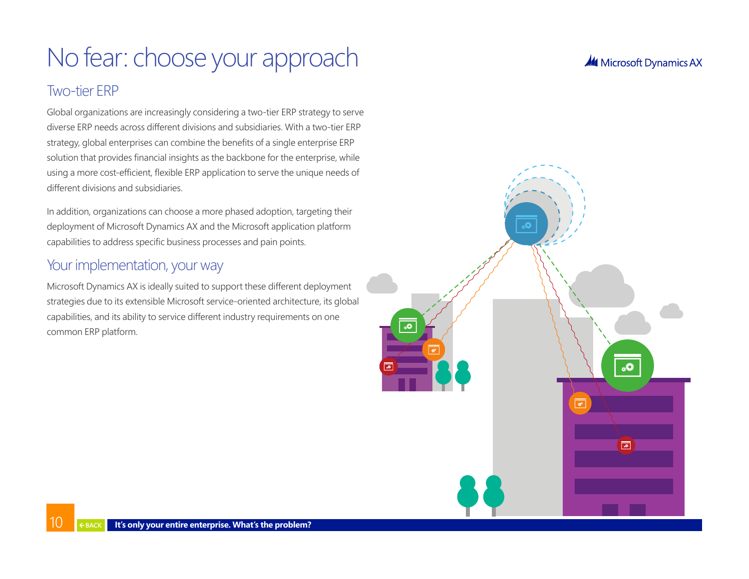# No fear: choose your approach

## Two-tier ERP

Global organizations are increasingly considering a two-tier ERP strategy to serve diverse ERP needs across different divisions and subsidiaries. With a two-tier ERP strategy, global enterprises can combine the benefits of a single enterprise ERP solution that provides financial insights as the backbone for the enterprise, while using a more cost-efficient, flexible ERP application to serve the unique needs of different divisions and subsidiaries.

In addition, organizations can choose a more phased adoption, targeting their deployment of Microsoft Dynamics AX and the Microsoft application platform capabilities to address specific business processes and pain points.

## Your implementation, your way

Microsoft Dynamics AX is ideally suited to support these different deployment strategies due to its extensible Microsoft service-oriented architecture, its global capabilities, and its ability to service different industry requirements on one common ERP platform.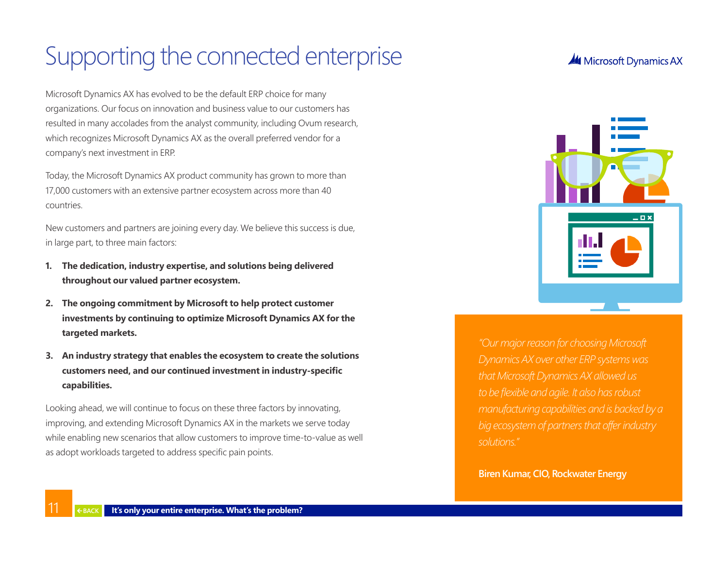# Supporting the connected enterprise

Microsoft Dynamics AX has evolved to be the default ERP choice for many organizations. Our focus on innovation and business value to our customers has resulted in many accolades from the analyst community, including Ovum research, which recognizes Microsoft Dynamics AX as the overall preferred vendor for a company's next investment in ERP.

Today, the Microsoft Dynamics AX product community has grown to more than 17,000 customers with an extensive partner ecosystem across more than 40 countries.

New customers and partners are joining every day. We believe this success is due, in large part, to three main factors:

1. **The dedication, industry expertise, and solutions being delivered throughout our valued partner ecosystem.**
2. **The ongoing commitment by Microsoft to help protect customer investments by continuing to optimize Microsoft Dynamics AX for the targeted markets.**
3. **An industry strategy that enables the ecosystem to create the solutions customers need, and our continued investment in industry-specific capabilities.**

Looking ahead, we will continue to focus on these three factors by innovating, improving, and extending Microsoft Dynamics AX in the markets we serve today while enabling new scenarios that allow customers to improve time-to-value as well as adopt workloads targeted to address specific pain points.

*"Our major reason for choosing Microsoft Dynamics AX over other ERP systems was that Microsoft Dynamics AX allowed us to be flexible and agile. It also has robust manufacturing capabilities and is backed by a big ecosystem of partners that offer industry solutions."*

**Biren Kumar, CIO, Rockwater Energy**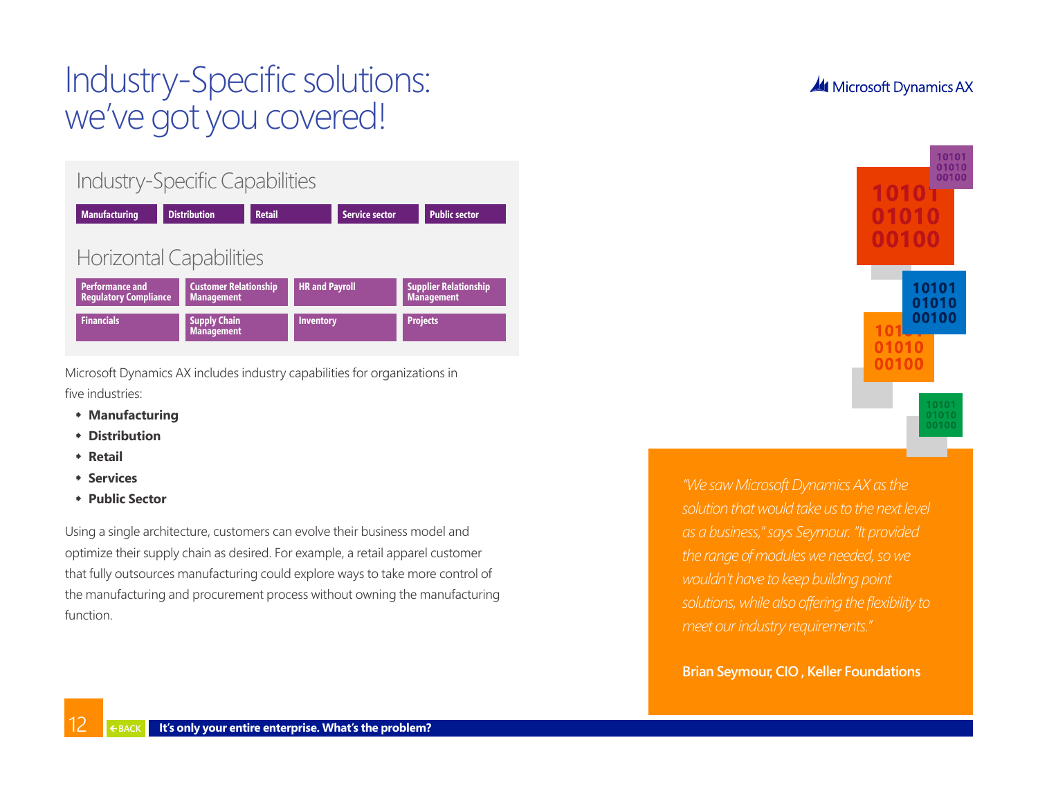# Industry-Specific solutions: we've got you covered!

## Industry-Specific Capabilities

| Manufacturing | Distribution | Retail | Service sector | Public sector |
|---|---|---|---|---|

## Horizontal Capabilities

| Performance and Regulatory Compliance | Customer Relationship Management | HR and Payroll | Supplier Relationship Management |
|---|---|---|---|
| Financials | Supply Chain Management | Inventory | Projects |

Microsoft Dynamics AX includes industry capabilities for organizations in five industries:

- **Manufacturing**
- **Distribution**
- **Retail**
- **Services**
- **Public Sector**

Using a single architecture, customers can evolve their business model and optimize their supply chain as desired. For example, a retail apparel customer that fully outsources manufacturing could explore ways to take more control of the manufacturing and procurement process without owning the manufacturing function.

*"We saw Microsoft Dynamics AX as the solution that would take us to the next level as a business," says Seymour. "It provided the range of modules we needed, so we wouldn't have to keep building point solutions, while also offering the flexibility to meet our industry requirements."*

**Brian Seymour, CIO , Keller Foundations**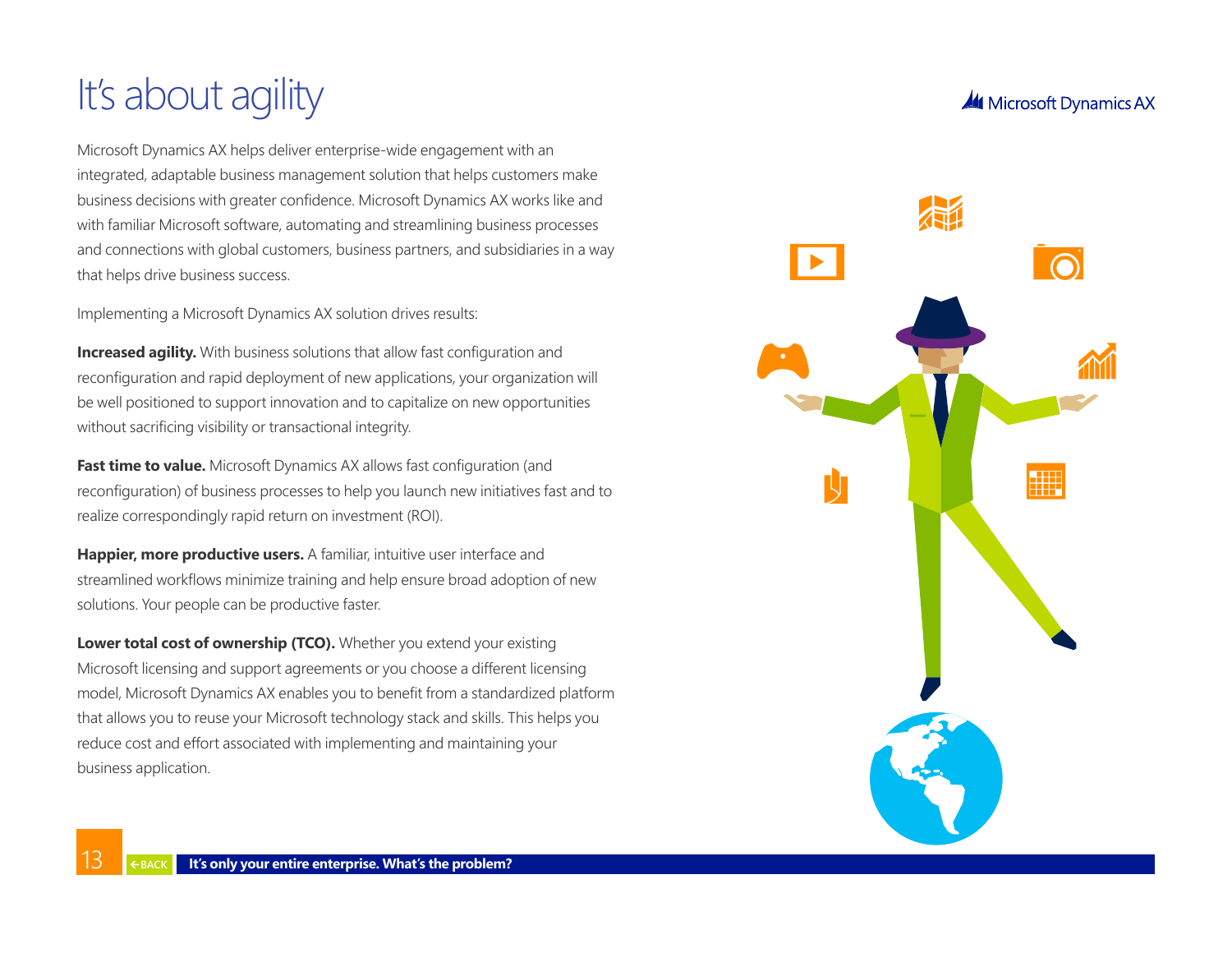# It's about agility

Microsoft Dynamics AX helps deliver enterprise-wide engagement with an integrated, adaptable business management solution that helps customers make business decisions with greater confidence. Microsoft Dynamics AX works like and with familiar Microsoft software, automating and streamlining business processes and connections with global customers, business partners, and subsidiaries in a way that helps drive business success.

Implementing a Microsoft Dynamics AX solution drives results:

**Increased agility.** With business solutions that allow fast configuration and reconfiguration and rapid deployment of new applications, your organization will be well positioned to support innovation and to capitalize on new opportunities without sacrificing visibility or transactional integrity.

**Fast time to value.** Microsoft Dynamics AX allows fast configuration (and reconfiguration) of business processes to help you launch new initiatives fast and to realize correspondingly rapid return on investment (ROI).

**Happier, more productive users.** A familiar, intuitive user interface and streamlined workflows minimize training and help ensure broad adoption of new solutions. Your people can be productive faster.

**Lower total cost of ownership (TCO).** Whether you extend your existing Microsoft licensing and support agreements or you choose a different licensing model, Microsoft Dynamics AX enables you to benefit from a standardized platform that allows you to reuse your Microsoft technology stack and skills. This helps you reduce cost and effort associated with implementing and maintaining your business application.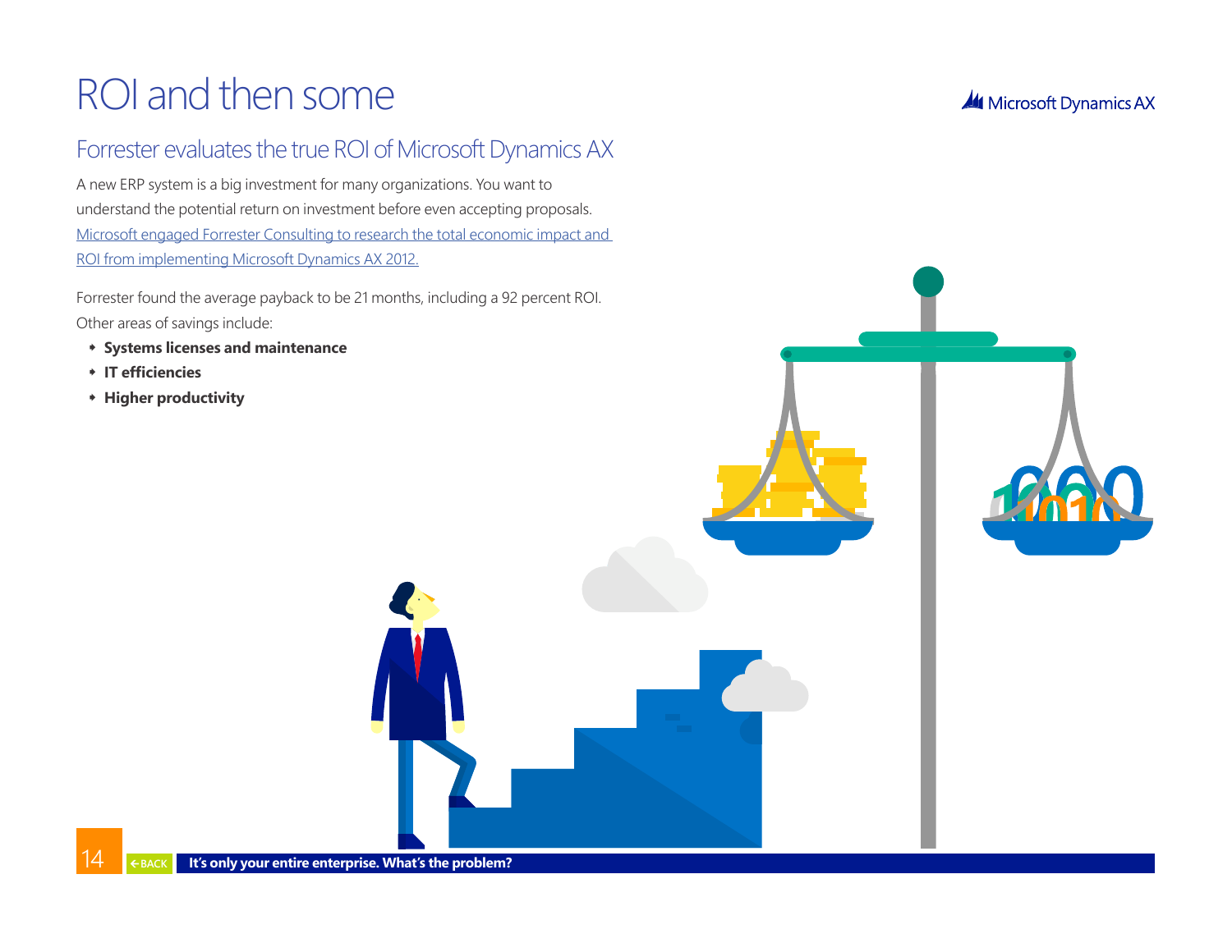# ROI and then some

## Forrester evaluates the true ROI of Microsoft Dynamics AX

A new ERP system is a big investment for many organizations. You want to understand the potential return on investment before even accepting proposals. [Microsoft engaged Forrester Consulting to research the total economic impact and ROI from implementing Microsoft Dynamics AX 2012.]

Forrester found the average payback to be 21 months, including a 92 percent ROI. Other areas of savings include:

- **Systems licenses and maintenance**
- **IT efficiencies**
- **Higher productivity**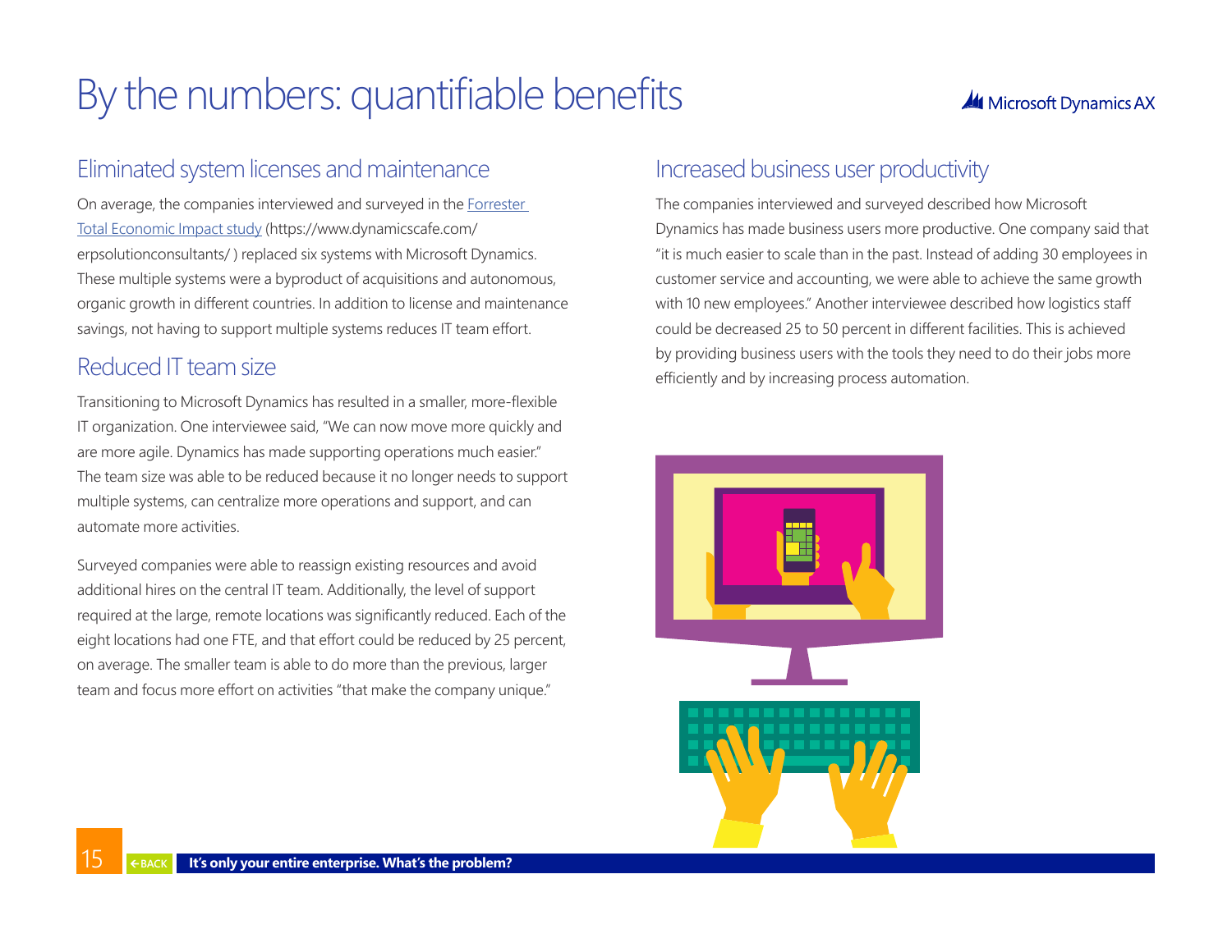# By the numbers: quantifiable benefits

## Eliminated system licenses and maintenance

On average, the companies interviewed and surveyed in the [Forrester Total Economic Impact study](https://www.dynamicscafe.com/erpsolutionconsultants/) (https://www.dynamicscafe.com/erpsolutionconsultants/ ) replaced six systems with Microsoft Dynamics. These multiple systems were a byproduct of acquisitions and autonomous, organic growth in different countries. In addition to license and maintenance savings, not having to support multiple systems reduces IT team effort.

## Reduced IT team size

Transitioning to Microsoft Dynamics has resulted in a smaller, more-flexible IT organization. One interviewee said, "We can now move more quickly and are more agile. Dynamics has made supporting operations much easier." The team size was able to be reduced because it no longer needs to support multiple systems, can centralize more operations and support, and can automate more activities.

Surveyed companies were able to reassign existing resources and avoid additional hires on the central IT team. Additionally, the level of support required at the large, remote locations was significantly reduced. Each of the eight locations had one FTE, and that effort could be reduced by 25 percent, on average. The smaller team is able to do more than the previous, larger team and focus more effort on activities "that make the company unique."

## Increased business user productivity

The companies interviewed and surveyed described how Microsoft Dynamics has made business users more productive. One company said that "it is much easier to scale than in the past. Instead of adding 30 employees in customer service and accounting, we were able to achieve the same growth with 10 new employees." Another interviewee described how logistics staff could be decreased 25 to 50 percent in different facilities. This is achieved by providing business users with the tools they need to do their jobs more efficiently and by increasing process automation.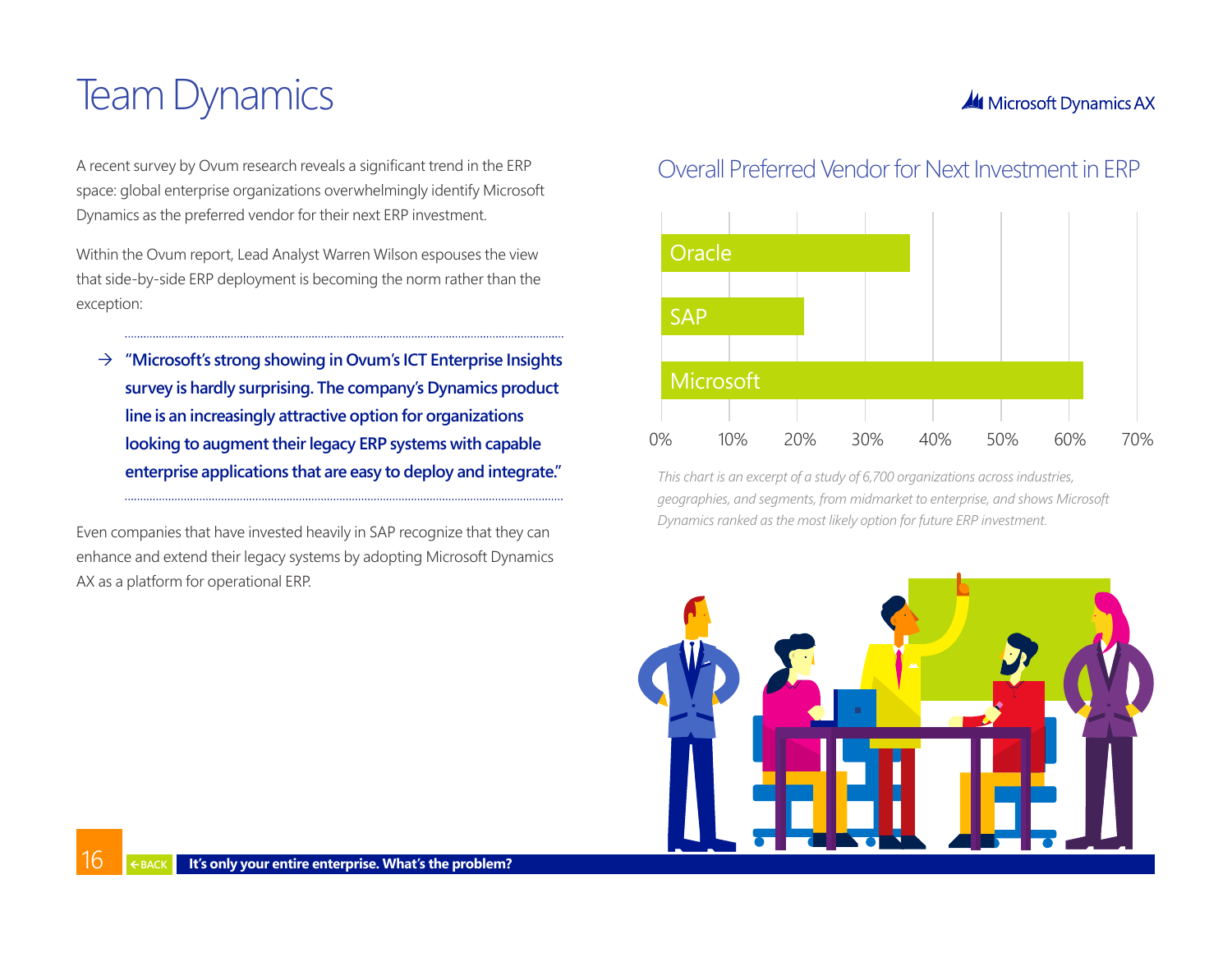# Team Dynamics

A recent survey by Ovum research reveals a significant trend in the ERP space: global enterprise organizations overwhelmingly identify Microsoft Dynamics as the preferred vendor for their next ERP investment.

Within the Ovum report, Lead Analyst Warren Wilson espouses the view that side-by-side ERP deployment is becoming the norm rather than the exception:

→ **"Microsoft's strong showing in Ovum's ICT Enterprise Insights survey is hardly surprising. The company's Dynamics product line is an increasingly attractive option for organizations looking to augment their legacy ERP systems with capable enterprise applications that are easy to deploy and integrate."**

Even companies that have invested heavily in SAP recognize that they can enhance and extend their legacy systems by adopting Microsoft Dynamics AX as a platform for operational ERP.

## Overall Preferred Vendor for Next Investment in ERP

| Vendor | Approx. share |
|---|---|
| Oracle | ~37% |
| SAP | ~21% |
| Microsoft | ~62% |

Axis: 0% 10% 20% 30% 40% 50% 60% 70%

*This chart is an excerpt of a study of 6,700 organizations across industries, geographies, and segments, from midmarket to enterprise, and shows Microsoft Dynamics ranked as the most likely option for future ERP investment.*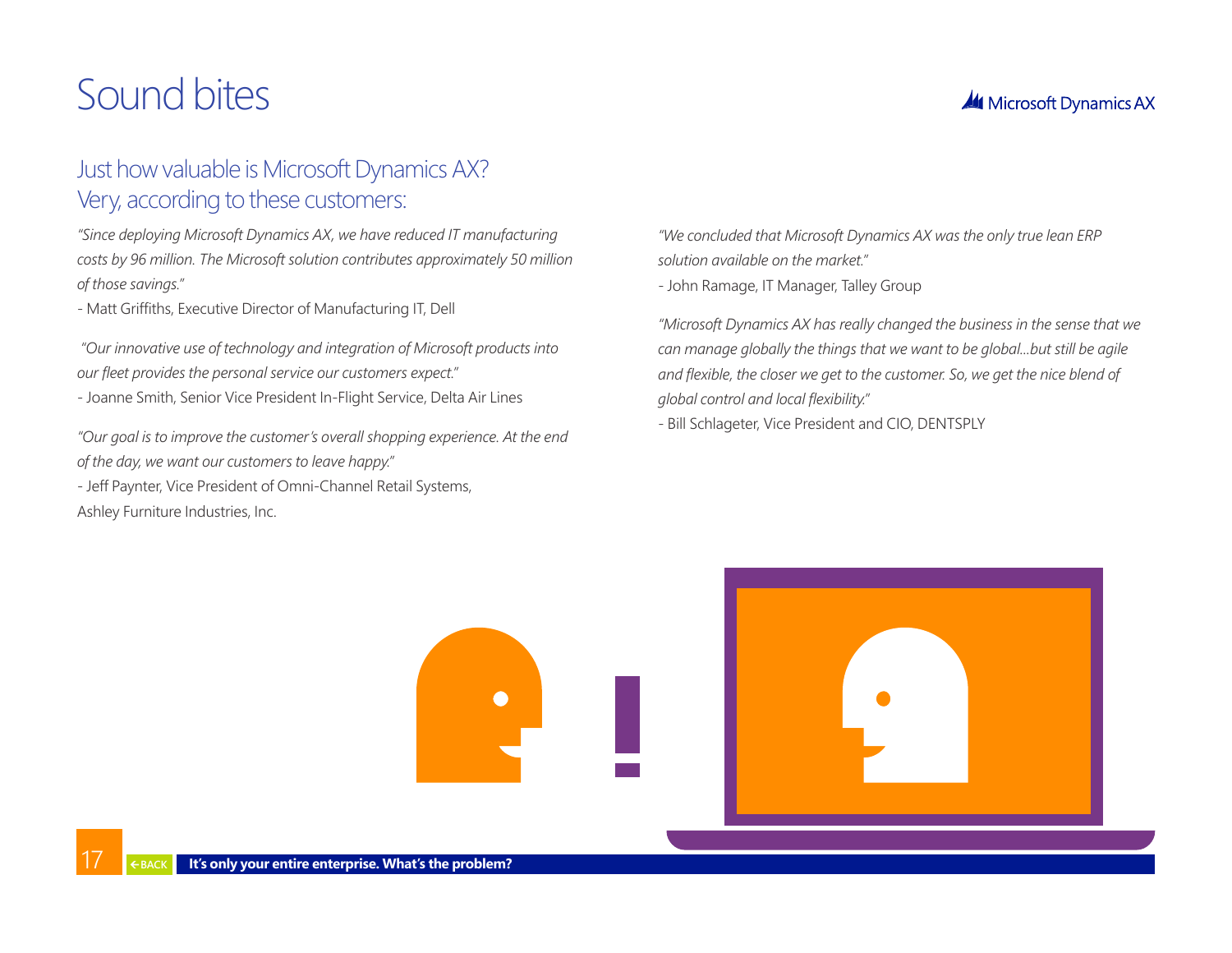# Sound bites

## Just how valuable is Microsoft Dynamics AX? Very, according to these customers:

*"Since deploying Microsoft Dynamics AX, we have reduced IT manufacturing costs by 96 million. The Microsoft solution contributes approximately 50 million of those savings."*

- Matt Griffiths, Executive Director of Manufacturing IT, Dell

*"Our innovative use of technology and integration of Microsoft products into our fleet provides the personal service our customers expect."*

- Joanne Smith, Senior Vice President In-Flight Service, Delta Air Lines

*"Our goal is to improve the customer's overall shopping experience. At the end of the day, we want our customers to leave happy."*

- Jeff Paynter, Vice President of Omni-Channel Retail Systems, Ashley Furniture Industries, Inc.

*"We concluded that Microsoft Dynamics AX was the only true lean ERP solution available on the market."*

- John Ramage, IT Manager, Talley Group

*"Microsoft Dynamics AX has really changed the business in the sense that we can manage globally the things that we want to be global...but still be agile and flexible, the closer we get to the customer. So, we get the nice blend of global control and local flexibility."*

- Bill Schlageter, Vice President and CIO, DENTSPLY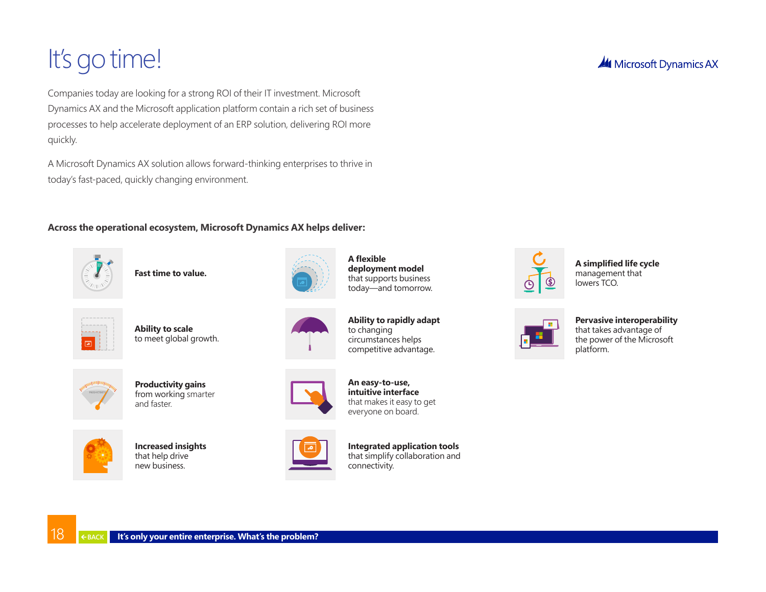# It's go time!

Companies today are looking for a strong ROI of their IT investment. Microsoft Dynamics AX and the Microsoft application platform contain a rich set of business processes to help accelerate deployment of an ERP solution, delivering ROI more quickly.

A Microsoft Dynamics AX solution allows forward-thinking enterprises to thrive in today's fast-paced, quickly changing environment.

**Across the operational ecosystem, Microsoft Dynamics AX helps deliver:**

- **Fast time to value.**
- **Ability to scale** to meet global growth.
- **Productivity gains** from working smarter and faster.
- **Increased insights** that help drive new business.
- **A flexible deployment model** that supports business today—and tomorrow.
- **Ability to rapidly adapt** to changing circumstances helps competitive advantage.
- **An easy-to-use, intuitive interface** that makes it easy to get everyone on board.
- **Integrated application tools** that simplify collaboration and connectivity.
- **A simplified life cycle** management that lowers TCO.
- **Pervasive interoperability** that takes advantage of the power of the Microsoft platform.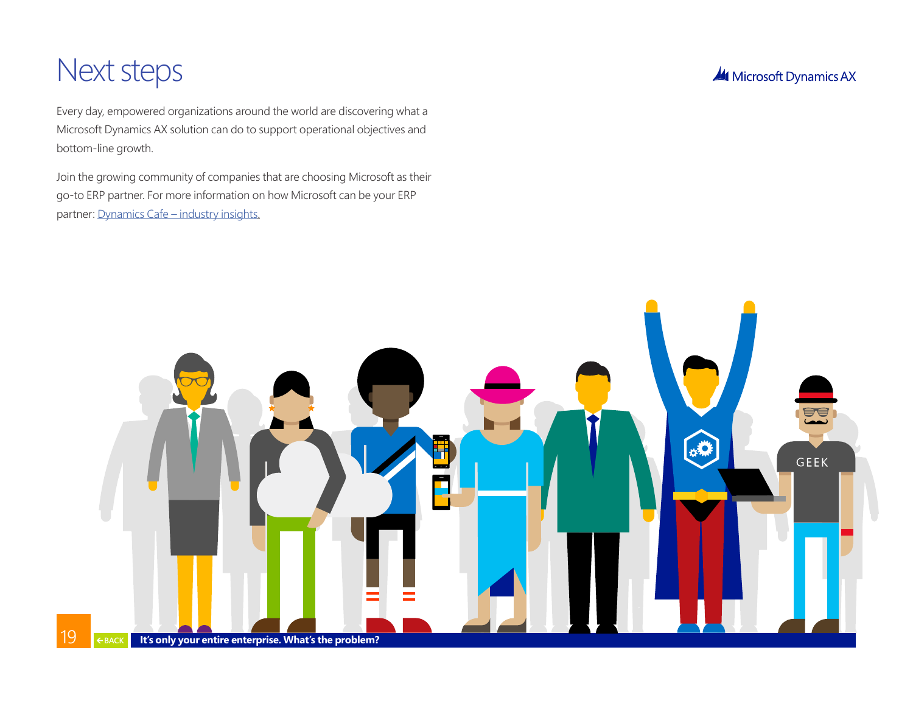# Next steps

Every day, empowered organizations around the world are discovering what a Microsoft Dynamics AX solution can do to support operational objectives and bottom-line growth.

Join the growing community of companies that are choosing Microsoft as their go-to ERP partner. For more information on how Microsoft can be your ERP partner: Dynamics Cafe – industry insights.